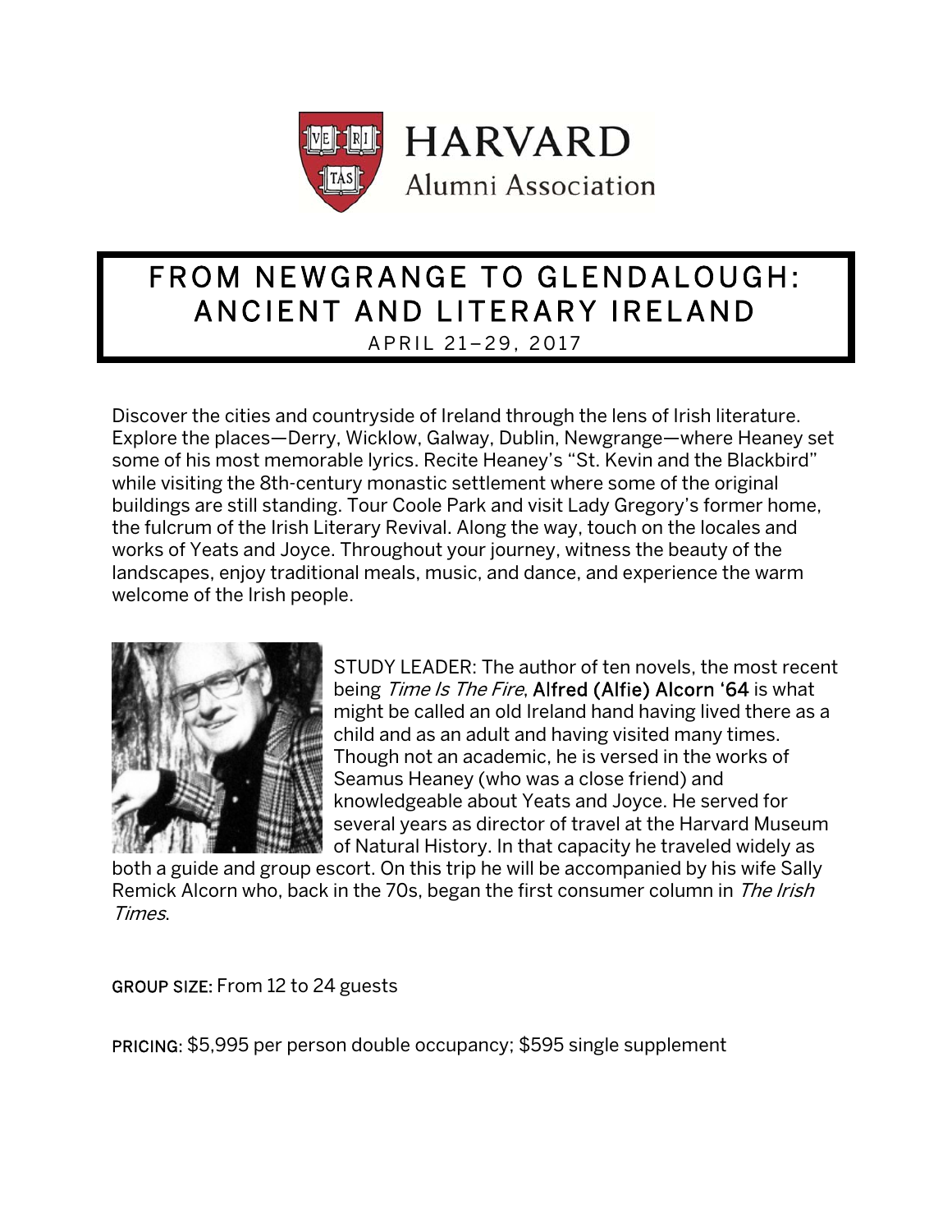HARVARD
Alumni Association

# FROM NEWGRANGE TO GLENDALOUGH: ANCIENT AND LITERARY IRELAND

APRIL 21–29, 2017

Discover the cities and countryside of Ireland through the lens of Irish literature. Explore the places—Derry, Wicklow, Galway, Dublin, Newgrange—where Heaney set some of his most memorable lyrics. Recite Heaney's "St. Kevin and the Blackbird" while visiting the 8th-century monastic settlement where some of the original buildings are still standing. Tour Coole Park and visit Lady Gregory's former home, the fulcrum of the Irish Literary Revival. Along the way, touch on the locales and works of Yeats and Joyce. Throughout your journey, witness the beauty of the landscapes, enjoy traditional meals, music, and dance, and experience the warm welcome of the Irish people.

STUDY LEADER: The author of ten novels, the most recent being *Time Is The Fire*, **Alfred (Alfie) Alcorn '64** is what might be called an old Ireland hand having lived there as a child and as an adult and having visited many times. Though not an academic, he is versed in the works of Seamus Heaney (who was a close friend) and knowledgeable about Yeats and Joyce. He served for several years as director of travel at the Harvard Museum of Natural History. In that capacity he traveled widely as both a guide and group escort. On this trip he will be accompanied by his wife Sally Remick Alcorn who, back in the 70s, began the first consumer column in *The Irish Times*.

**GROUP SIZE:** From 12 to 24 guests

**PRICING:** $5,995 per person double occupancy; $595 single supplement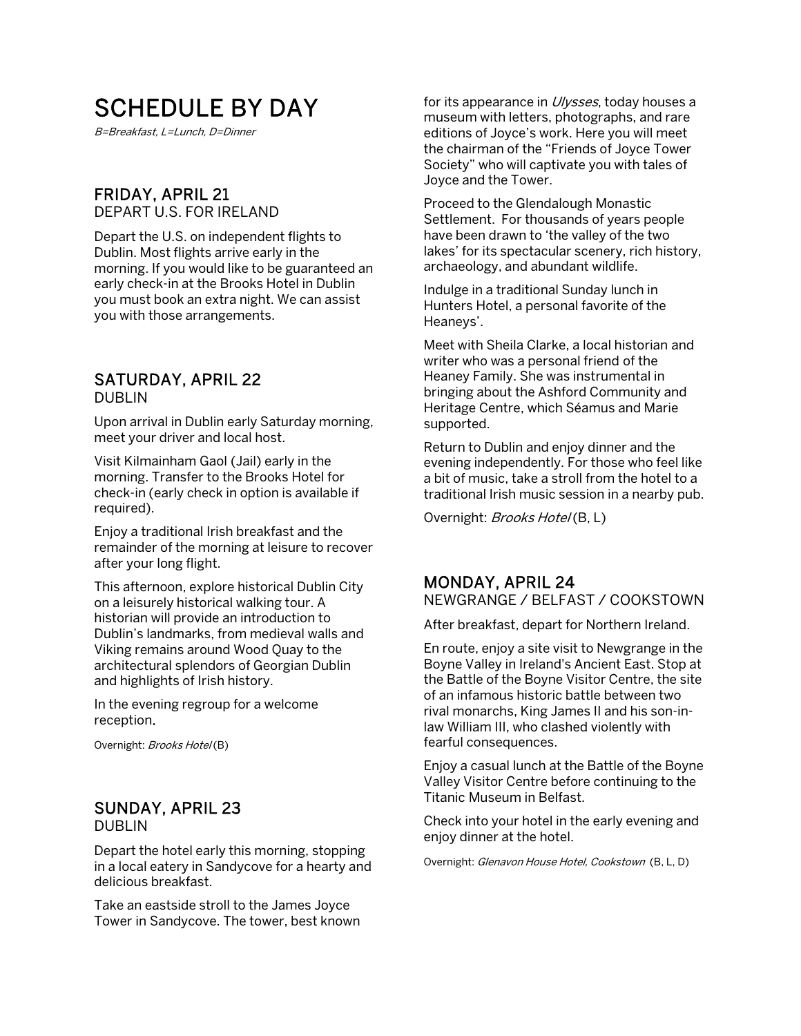# SCHEDULE BY DAY

*B=Breakfast, L=Lunch, D=Dinner*

## FRIDAY, APRIL 21

DEPART U.S. FOR IRELAND

Depart the U.S. on independent flights to Dublin. Most flights arrive early in the morning. If you would like to be guaranteed an early check-in at the Brooks Hotel in Dublin you must book an extra night. We can assist you with those arrangements.

## SATURDAY, APRIL 22

DUBLIN

Upon arrival in Dublin early Saturday morning, meet your driver and local host.

Visit Kilmainham Gaol (Jail) early in the morning. Transfer to the Brooks Hotel for check-in (early check in option is available if required).

Enjoy a traditional Irish breakfast and the remainder of the morning at leisure to recover after your long flight.

This afternoon, explore historical Dublin City on a leisurely historical walking tour. A historian will provide an introduction to Dublin's landmarks, from medieval walls and Viking remains around Wood Quay to the architectural splendors of Georgian Dublin and highlights of Irish history.

In the evening regroup for a welcome reception.

Overnight: *Brooks Hotel* (B)

## SUNDAY, APRIL 23

DUBLIN

Depart the hotel early this morning, stopping in a local eatery in Sandycove for a hearty and delicious breakfast.

Take an eastside stroll to the James Joyce Tower in Sandycove. The tower, best known for its appearance in *Ulysses*, today houses a museum with letters, photographs, and rare editions of Joyce's work. Here you will meet the chairman of the "Friends of Joyce Tower Society" who will captivate you with tales of Joyce and the Tower.

Proceed to the Glendalough Monastic Settlement. For thousands of years people have been drawn to 'the valley of the two lakes' for its spectacular scenery, rich history, archaeology, and abundant wildlife.

Indulge in a traditional Sunday lunch in Hunters Hotel, a personal favorite of the Heaneys'.

Meet with Sheila Clarke, a local historian and writer who was a personal friend of the Heaney Family. She was instrumental in bringing about the Ashford Community and Heritage Centre, which Séamus and Marie supported.

Return to Dublin and enjoy dinner and the evening independently. For those who feel like a bit of music, take a stroll from the hotel to a traditional Irish music session in a nearby pub.

Overnight: *Brooks Hotel* (B, L)

## MONDAY, APRIL 24

NEWGRANGE / BELFAST / COOKSTOWN

After breakfast, depart for Northern Ireland.

En route, enjoy a site visit to Newgrange in the Boyne Valley in Ireland's Ancient East. Stop at the Battle of the Boyne Visitor Centre, the site of an infamous historic battle between two rival monarchs, King James II and his son-in-law William III, who clashed violently with fearful consequences.

Enjoy a casual lunch at the Battle of the Boyne Valley Visitor Centre before continuing to the Titanic Museum in Belfast.

Check into your hotel in the early evening and enjoy dinner at the hotel.

Overnight: *Glenavon House Hotel, Cookstown* (B, L, D)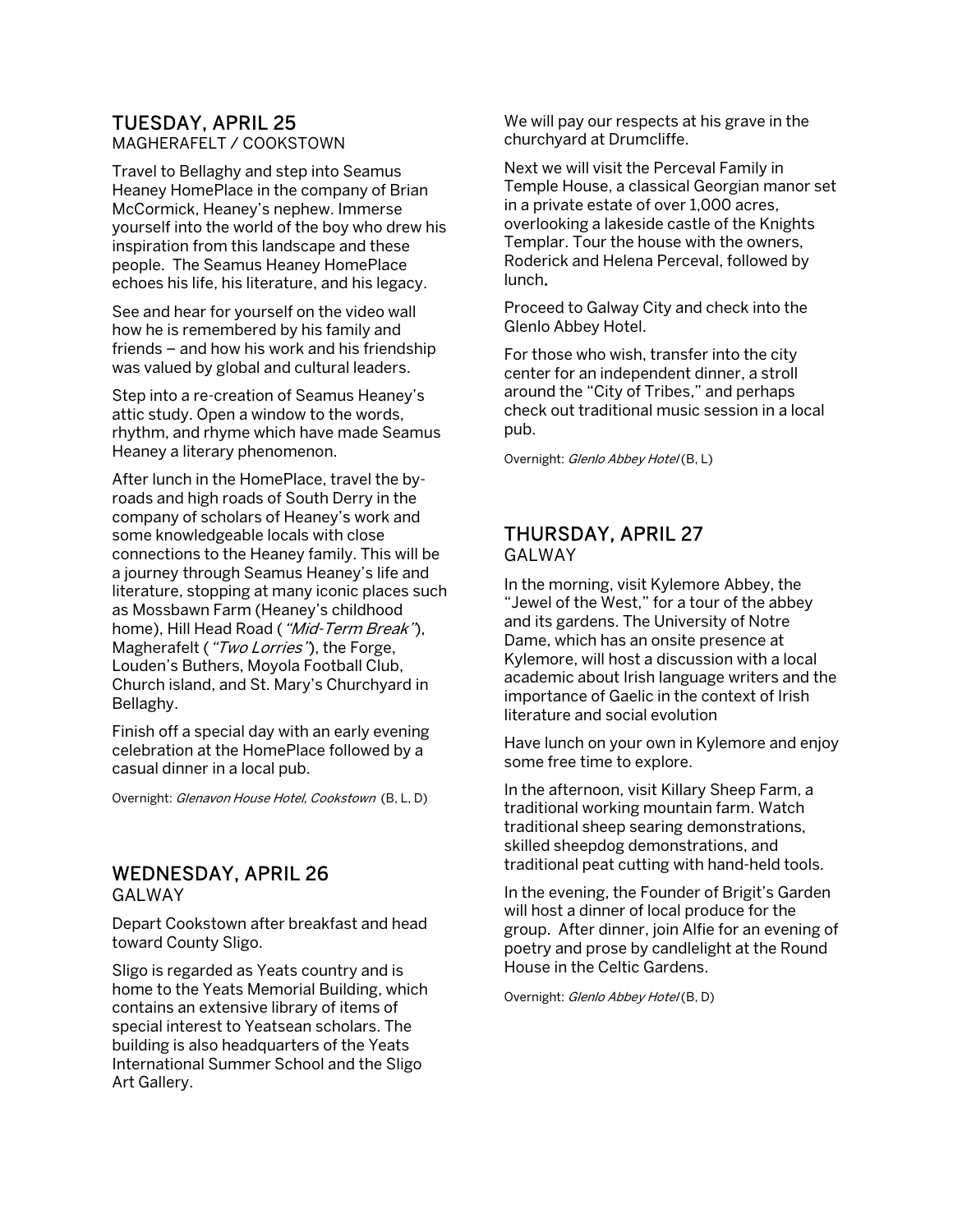## TUESDAY, APRIL 25

MAGHERAFELT / COOKSTOWN

Travel to Bellaghy and step into Seamus Heaney HomePlace in the company of Brian McCormick, Heaney's nephew. Immerse yourself into the world of the boy who drew his inspiration from this landscape and these people. The Seamus Heaney HomePlace echoes his life, his literature, and his legacy.

See and hear for yourself on the video wall how he is remembered by his family and friends – and how his work and his friendship was valued by global and cultural leaders.

Step into a re-creation of Seamus Heaney's attic study. Open a window to the words, rhythm, and rhyme which have made Seamus Heaney a literary phenomenon.

After lunch in the HomePlace, travel the by-roads and high roads of South Derry in the company of scholars of Heaney's work and some knowledgeable locals with close connections to the Heaney family. This will be a journey through Seamus Heaney's life and literature, stopping at many iconic places such as Mossbawn Farm (Heaney's childhood home), Hill Head Road ( *"Mid-Term Break"*), Magherafelt ( *"Two Lorries"*), the Forge, Louden's Buthers, Moyola Football Club, Church island, and St. Mary's Churchyard in Bellaghy.

Finish off a special day with an early evening celebration at the HomePlace followed by a casual dinner in a local pub.

Overnight: *Glenavon House Hotel, Cookstown* (B, L, D)

## WEDNESDAY, APRIL 26

GALWAY

Depart Cookstown after breakfast and head toward County Sligo.

Sligo is regarded as Yeats country and is home to the Yeats Memorial Building, which contains an extensive library of items of special interest to Yeatsean scholars. The building is also headquarters of the Yeats International Summer School and the Sligo Art Gallery.

We will pay our respects at his grave in the churchyard at Drumcliffe.

Next we will visit the Perceval Family in Temple House, a classical Georgian manor set in a private estate of over 1,000 acres, overlooking a lakeside castle of the Knights Templar. Tour the house with the owners, Roderick and Helena Perceval, followed by lunch.

Proceed to Galway City and check into the Glenlo Abbey Hotel.

For those who wish, transfer into the city center for an independent dinner, a stroll around the "City of Tribes," and perhaps check out traditional music session in a local pub.

Overnight: *Glenlo Abbey Hotel* (B, L)

## THURSDAY, APRIL 27

GALWAY

In the morning, visit Kylemore Abbey, the "Jewel of the West," for a tour of the abbey and its gardens. The University of Notre Dame, which has an onsite presence at Kylemore, will host a discussion with a local academic about Irish language writers and the importance of Gaelic in the context of Irish literature and social evolution

Have lunch on your own in Kylemore and enjoy some free time to explore.

In the afternoon, visit Killary Sheep Farm, a traditional working mountain farm. Watch traditional sheep searing demonstrations, skilled sheepdog demonstrations, and traditional peat cutting with hand-held tools.

In the evening, the Founder of Brigit's Garden will host a dinner of local produce for the group. After dinner, join Alfie for an evening of poetry and prose by candlelight at the Round House in the Celtic Gardens.

Overnight: *Glenlo Abbey Hotel* (B, D)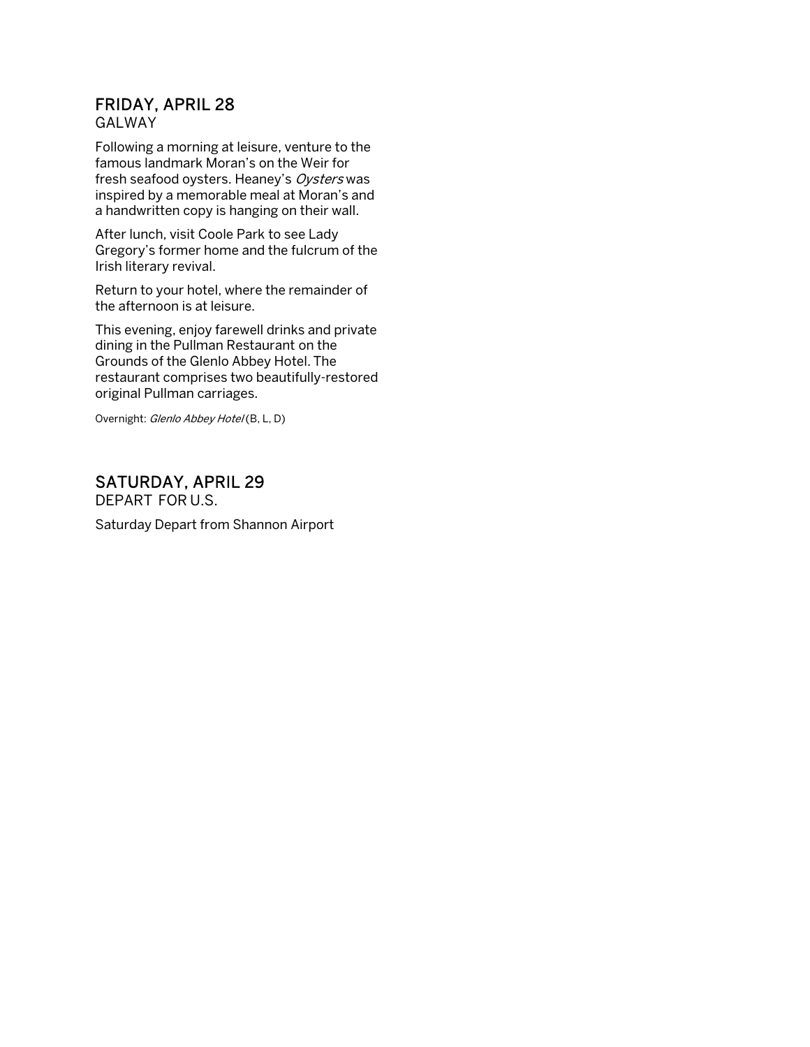## FRIDAY, APRIL 28

GALWAY

Following a morning at leisure, venture to the famous landmark Moran's on the Weir for fresh seafood oysters. Heaney's *Oysters* was inspired by a memorable meal at Moran's and a handwritten copy is hanging on their wall.

After lunch, visit Coole Park to see Lady Gregory's former home and the fulcrum of the Irish literary revival.

Return to your hotel, where the remainder of the afternoon is at leisure.

This evening, enjoy farewell drinks and private dining in the Pullman Restaurant on the Grounds of the Glenlo Abbey Hotel. The restaurant comprises two beautifully-restored original Pullman carriages.

Overnight: *Glenlo Abbey Hotel* (B, L, D)

## SATURDAY, APRIL 29

DEPART FOR U.S.

Saturday Depart from Shannon Airport